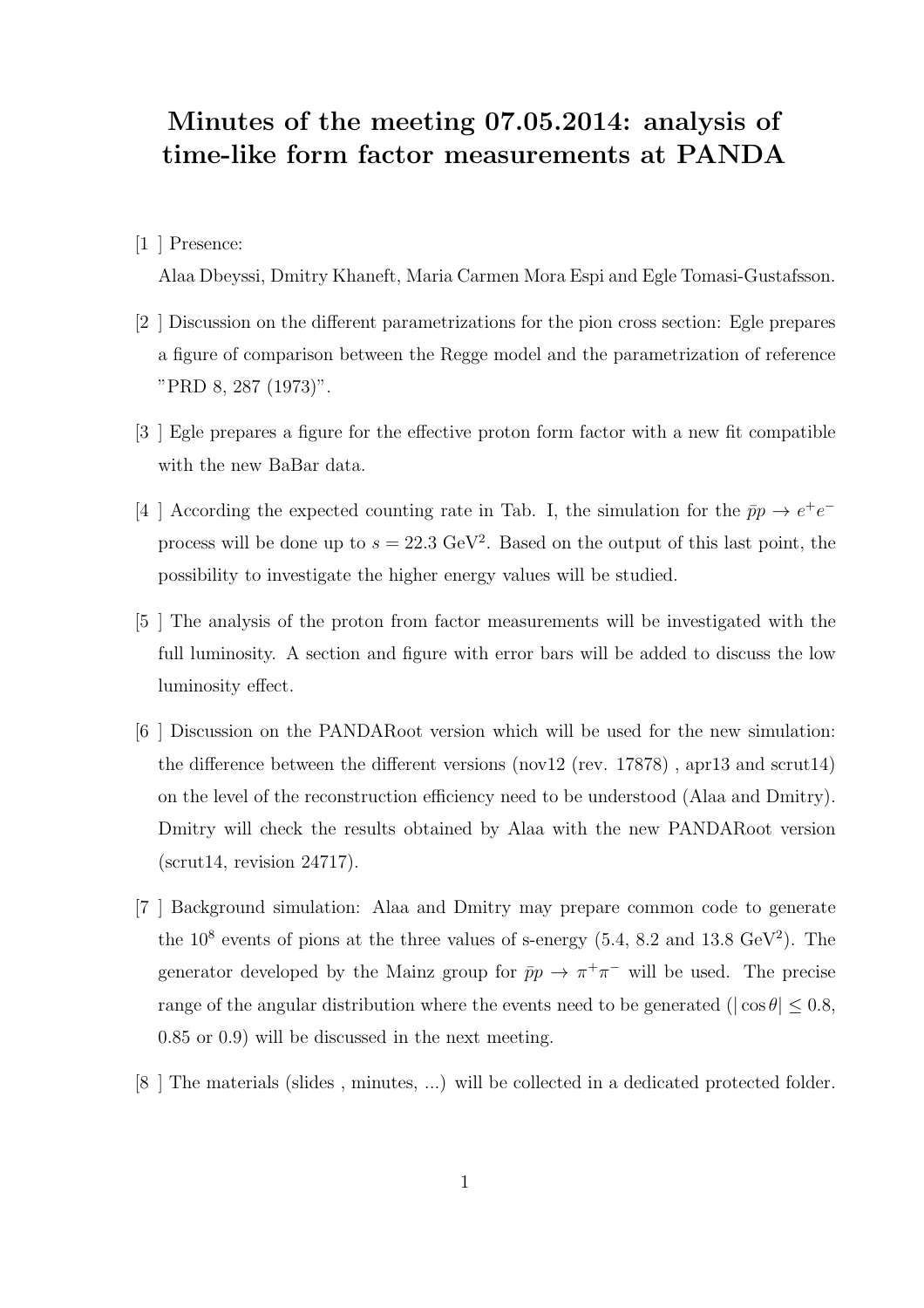# Minutes of the meeting 07.05.2014: analysis of time-like form factor measurements at PANDA

[1 ] Presence:
Alaa Dbeyssi, Dmitry Khaneft, Maria Carmen Mora Espi and Egle Tomasi-Gustafsson.

[2 ] Discussion on the different parametrizations for the pion cross section: Egle prepares a figure of comparison between the Regge model and the parametrization of reference "PRD 8, 287 (1973)".

[3 ] Egle prepares a figure for the effective proton form factor with a new fit compatible with the new BaBar data.

[4 ] According the expected counting rate in Tab. I, the simulation for the $\bar{p}p \to e^+e^-$ process will be done up to $s = 22.3$ GeV$^2$. Based on the output of this last point, the possibility to investigate the higher energy values will be studied.

[5 ] The analysis of the proton from factor measurements will be investigated with the full luminosity. A section and figure with error bars will be added to discuss the low luminosity effect.

[6 ] Discussion on the PANDARoot version which will be used for the new simulation: the difference between the different versions (nov12 (rev. 17878) , apr13 and scrut14) on the level of the reconstruction efficiency need to be understood (Alaa and Dmitry). Dmitry will check the results obtained by Alaa with the new PANDARoot version (scrut14, revision 24717).

[7 ] Background simulation: Alaa and Dmitry may prepare common code to generate the $10^8$ events of pions at the three values of s-energy (5.4, 8.2 and 13.8 GeV$^2$). The generator developed by the Mainz group for $\bar{p}p \to \pi^+\pi^-$ will be used. The precise range of the angular distribution where the events need to be generated ($|\cos\theta| \leq 0.8$, 0.85 or 0.9) will be discussed in the next meeting.

[8 ] The materials (slides , minutes, ...) will be collected in a dedicated protected folder.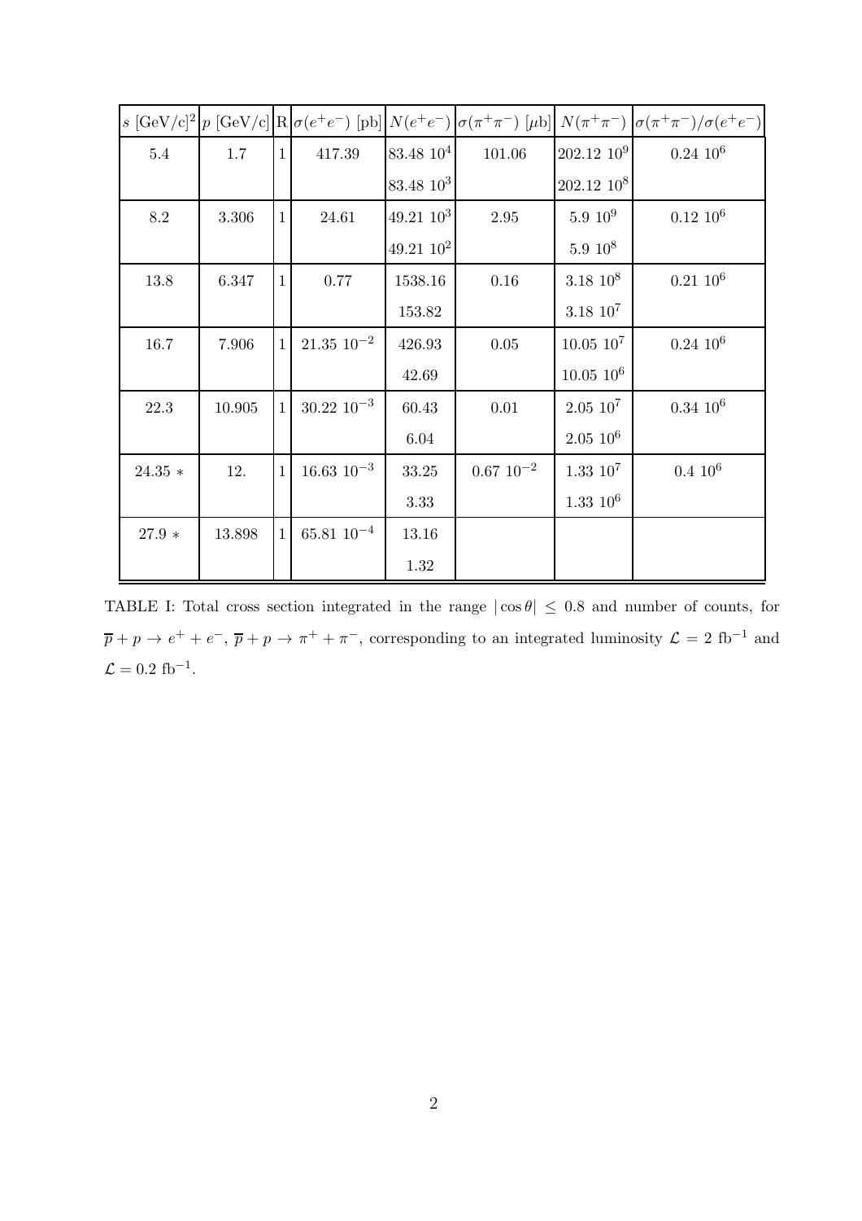| $s$ [GeV/c]$^2$ | $p$ [GeV/c] | R | $\sigma(e^+e^-)$ [pb] | $N(e^+e^-)$ | $\sigma(\pi^+\pi^-)$ [$\mu$b] | $N(\pi^+\pi^-)$ | $\sigma(\pi^+\pi^-)/\sigma(e^+e^-)$ |
|---|---|---|---|---|---|---|---|
| 5.4 | 1.7 | 1 | 417.39 | 83.48 $10^4$ | 101.06 | 202.12 $10^9$ | 0.24 $10^6$ |
| | | | | 83.48 $10^3$ | | 202.12 $10^8$ | |
| 8.2 | 3.306 | 1 | 24.61 | 49.21 $10^3$ | 2.95 | 5.9 $10^9$ | 0.12 $10^6$ |
| | | | | 49.21 $10^2$ | | 5.9 $10^8$ | |
| 13.8 | 6.347 | 1 | 0.77 | 1538.16 | 0.16 | 3.18 $10^8$ | 0.21 $10^6$ |
| | | | | 153.82 | | 3.18 $10^7$ | |
| 16.7 | 7.906 | 1 | 21.35 $10^{-2}$ | 426.93 | 0.05 | 10.05 $10^7$ | 0.24 $10^6$ |
| | | | | 42.69 | | 10.05 $10^6$ | |
| 22.3 | 10.905 | 1 | 30.22 $10^{-3}$ | 60.43 | 0.01 | 2.05 $10^7$ | 0.34 $10^6$ |
| | | | | 6.04 | | 2.05 $10^6$ | |
| 24.35 * | 12. | 1 | 16.63 $10^{-3}$ | 33.25 | 0.67 $10^{-2}$ | 1.33 $10^7$ | 0.4 $10^6$ |
| | | | | 3.33 | | 1.33 $10^6$ | |
| 27.9 * | 13.898 | 1 | 65.81 $10^{-4}$ | 13.16 | | | |
| | | | | 1.32 | | | |

TABLE I: Total cross section integrated in the range $|\cos\theta| \leq 0.8$ and number of counts, for $\overline{p} + p \to e^+ + e^-$, $\overline{p} + p \to \pi^+ + \pi^-$, corresponding to an integrated luminosity $\mathcal{L} = 2$ fb$^{-1}$ and $\mathcal{L} = 0.2$ fb$^{-1}$.